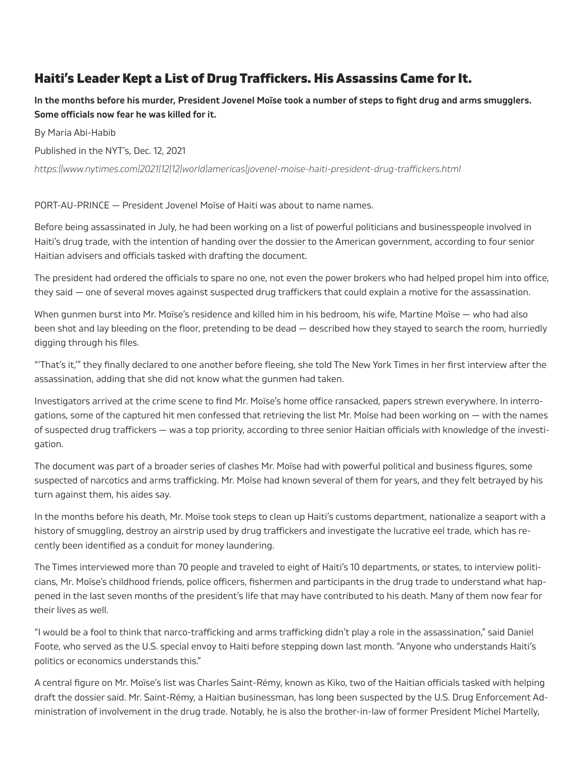# Haiti's Leader Kept a List of Drug Traffickers. His Assassins Came for It.

**In the months before his murder, President Jovenel Moïse took a number of steps to fight drug and arms smugglers. Some officials now fear he was killed for it.**

By Maria Abi-Habib

Published in the NYT's, Dec. 12, 2021

*https://www.nytimes.com/2021/12/12/world/americas/jovenel-moise-haiti-president-drug-traffickers.html*

PORT-AU-PRINCE — President Jovenel Moïse of Haiti was about to name names.

Before being assassinated in July, he had been working on a list of powerful politicians and businesspeople involved in Haiti's drug trade, with the intention of handing over the dossier to the American government, according to four senior Haitian advisers and officials tasked with drafting the document.

The president had ordered the officials to spare no one, not even the power brokers who had helped propel him into office, they said — one of several moves against suspected drug traffickers that could explain a motive for the assassination.

When gunmen burst into Mr. Moïse's residence and killed him in his bedroom, his wife, Martine Moïse — who had also been shot and lay bleeding on the floor, pretending to be dead — described how they stayed to search the room, hurriedly digging through his files.

"'That's it,'" they finally declared to one another before fleeing, she told The New York Times in her first interview after the assassination, adding that she did not know what the gunmen had taken.

Investigators arrived at the crime scene to find Mr. Moïse's home office ransacked, papers strewn everywhere. In interrogations, some of the captured hit men confessed that retrieving the list Mr. Moïse had been working on — with the names of suspected drug traffickers — was a top priority, according to three senior Haitian officials with knowledge of the investigation.

The document was part of a broader series of clashes Mr. Moïse had with powerful political and business figures, some suspected of narcotics and arms trafficking. Mr. Moïse had known several of them for years, and they felt betrayed by his turn against them, his aides say.

In the months before his death, Mr. Moïse took steps to clean up Haiti's customs department, nationalize a seaport with a history of smuggling, destroy an airstrip used by drug traffickers and investigate the lucrative eel trade, which has recently been identified as a conduit for money laundering.

The Times interviewed more than 70 people and traveled to eight of Haiti's 10 departments, or states, to interview politicians, Mr. Moïse's childhood friends, police officers, fishermen and participants in the drug trade to understand what happened in the last seven months of the president's life that may have contributed to his death. Many of them now fear for their lives as well.

"I would be a fool to think that narco-trafficking and arms trafficking didn't play a role in the assassination," said Daniel Foote, who served as the U.S. special envoy to Haiti before stepping down last month. "Anyone who understands Haiti's politics or economics understands this."

A central figure on Mr. Moïse's list was Charles Saint-Rémy, known as Kiko, two of the Haitian officials tasked with helping draft the dossier said. Mr. Saint-Rémy, a Haitian businessman, has long been suspected by the U.S. Drug Enforcement Administration of involvement in the drug trade. Notably, he is also the brother-in-law of former President Michel Martelly,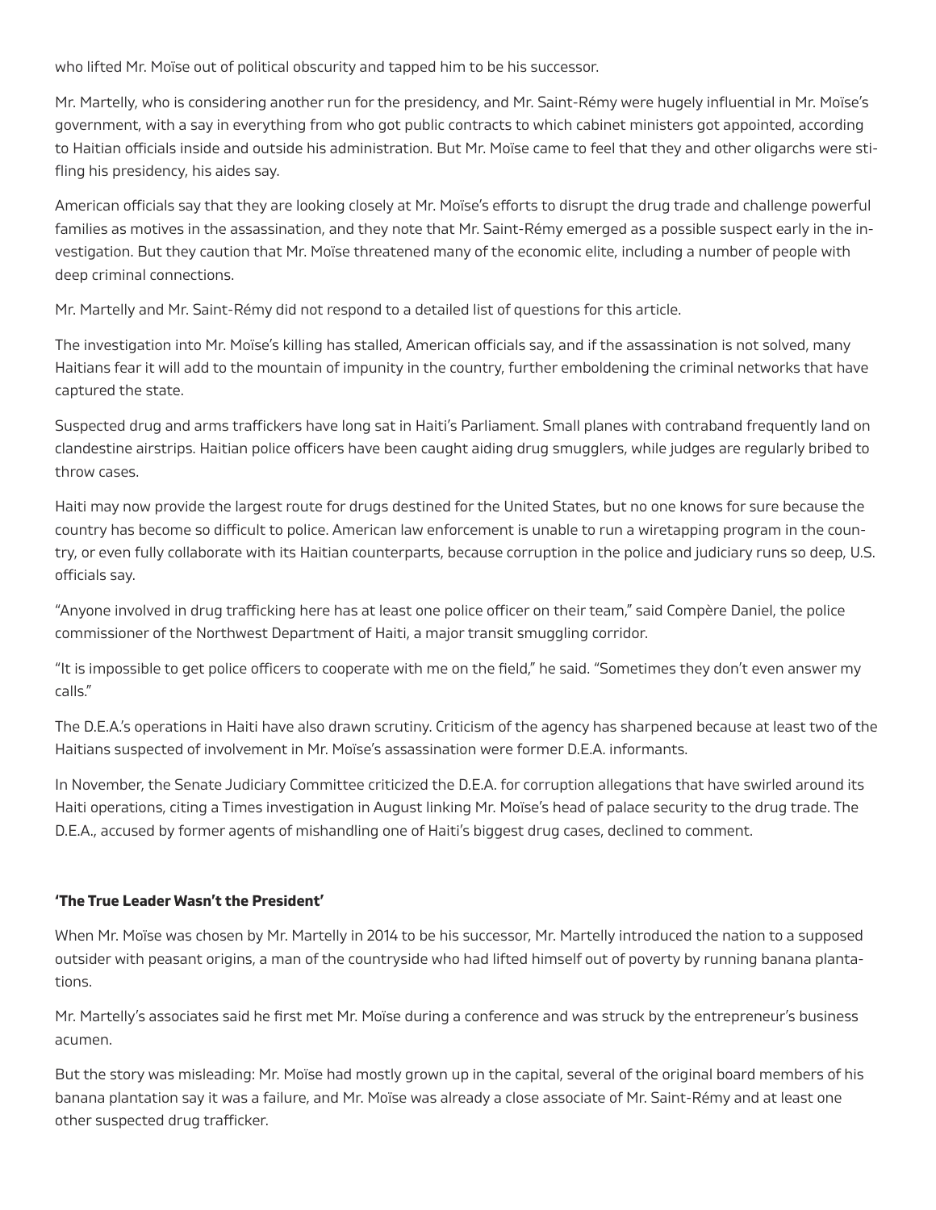who lifted Mr. Moïse out of political obscurity and tapped him to be his successor.

Mr. Martelly, who is considering another run for the presidency, and Mr. Saint-Rémy were hugely influential in Mr. Moïse's government, with a say in everything from who got public contracts to which cabinet ministers got appointed, according to Haitian officials inside and outside his administration. But Mr. Moïse came to feel that they and other oligarchs were stifling his presidency, his aides say.

American officials say that they are looking closely at Mr. Moïse's efforts to disrupt the drug trade and challenge powerful families as motives in the assassination, and they note that Mr. Saint-Rémy emerged as a possible suspect early in the investigation. But they caution that Mr. Moïse threatened many of the economic elite, including a number of people with deep criminal connections.

Mr. Martelly and Mr. Saint-Rémy did not respond to a detailed list of questions for this article.

The investigation into Mr. Moïse's killing has stalled, American officials say, and if the assassination is not solved, many Haitians fear it will add to the mountain of impunity in the country, further emboldening the criminal networks that have captured the state.

Suspected drug and arms traffickers have long sat in Haiti's Parliament. Small planes with contraband frequently land on clandestine airstrips. Haitian police officers have been caught aiding drug smugglers, while judges are regularly bribed to throw cases.

Haiti may now provide the largest route for drugs destined for the United States, but no one knows for sure because the country has become so difficult to police. American law enforcement is unable to run a wiretapping program in the country, or even fully collaborate with its Haitian counterparts, because corruption in the police and judiciary runs so deep, U.S. officials say.

"Anyone involved in drug trafficking here has at least one police officer on their team," said Compère Daniel, the police commissioner of the Northwest Department of Haiti, a major transit smuggling corridor.

"It is impossible to get police officers to cooperate with me on the field," he said. "Sometimes they don't even answer my calls."

The D.E.A.'s operations in Haiti have also drawn scrutiny. Criticism of the agency has sharpened because at least two of the Haitians suspected of involvement in Mr. Moïse's assassination were former D.E.A. informants.

In November, the Senate Judiciary Committee criticized the D.E.A. for corruption allegations that have swirled around its Haiti operations, citing a Times investigation in August linking Mr. Moïse's head of palace security to the drug trade. The D.E.A., accused by former agents of mishandling one of Haiti's biggest drug cases, declined to comment.

## 'The True Leader Wasn't the President'

When Mr. Moïse was chosen by Mr. Martelly in 2014 to be his successor, Mr. Martelly introduced the nation to a supposed outsider with peasant origins, a man of the countryside who had lifted himself out of poverty by running banana plantations.

Mr. Martelly's associates said he first met Mr. Moïse during a conference and was struck by the entrepreneur's business acumen.

But the story was misleading: Mr. Moïse had mostly grown up in the capital, several of the original board members of his banana plantation say it was a failure, and Mr. Moïse was already a close associate of Mr. Saint-Rémy and at least one other suspected drug trafficker.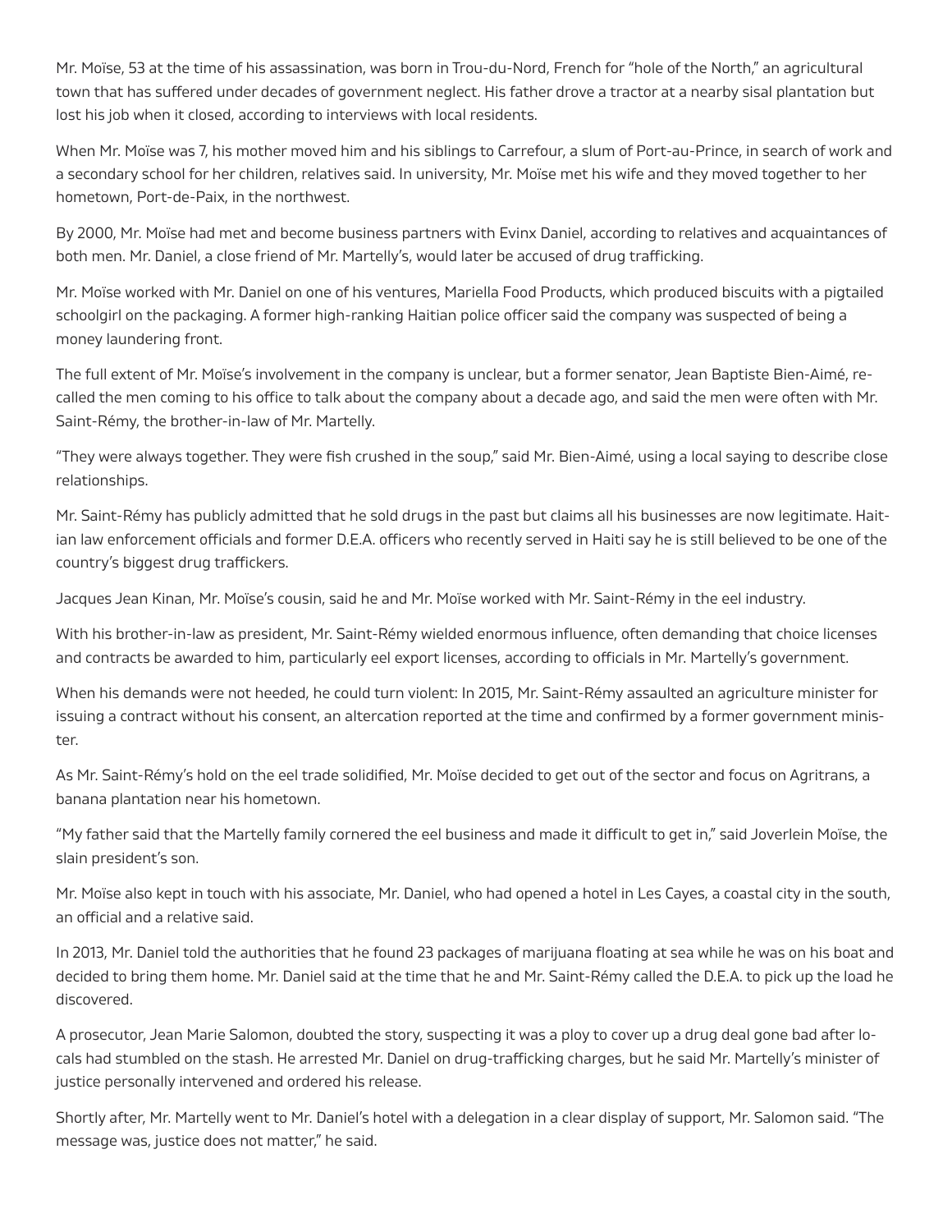Mr. Moïse, 53 at the time of his assassination, was born in Trou-du-Nord, French for "hole of the North," an agricultural town that has suffered under decades of government neglect. His father drove a tractor at a nearby sisal plantation but lost his job when it closed, according to interviews with local residents.

When Mr. Moïse was 7, his mother moved him and his siblings to Carrefour, a slum of Port-au-Prince, in search of work and a secondary school for her children, relatives said. In university, Mr. Moïse met his wife and they moved together to her hometown, Port-de-Paix, in the northwest.

By 2000, Mr. Moïse had met and become business partners with Evinx Daniel, according to relatives and acquaintances of both men. Mr. Daniel, a close friend of Mr. Martelly's, would later be accused of drug trafficking.

Mr. Moïse worked with Mr. Daniel on one of his ventures, Mariella Food Products, which produced biscuits with a pigtailed schoolgirl on the packaging. A former high-ranking Haitian police officer said the company was suspected of being a money laundering front.

The full extent of Mr. Moïse's involvement in the company is unclear, but a former senator, Jean Baptiste Bien-Aimé, recalled the men coming to his office to talk about the company about a decade ago, and said the men were often with Mr. Saint-Rémy, the brother-in-law of Mr. Martelly.

"They were always together. They were fish crushed in the soup," said Mr. Bien-Aimé, using a local saying to describe close relationships.

Mr. Saint-Rémy has publicly admitted that he sold drugs in the past but claims all his businesses are now legitimate. Haitian law enforcement officials and former D.E.A. officers who recently served in Haiti say he is still believed to be one of the country's biggest drug traffickers.

Jacques Jean Kinan, Mr. Moïse's cousin, said he and Mr. Moïse worked with Mr. Saint-Rémy in the eel industry.

With his brother-in-law as president, Mr. Saint-Rémy wielded enormous influence, often demanding that choice licenses and contracts be awarded to him, particularly eel export licenses, according to officials in Mr. Martelly's government.

When his demands were not heeded, he could turn violent: In 2015, Mr. Saint-Rémy assaulted an agriculture minister for issuing a contract without his consent, an altercation reported at the time and confirmed by a former government minister.

As Mr. Saint-Rémy's hold on the eel trade solidified, Mr. Moïse decided to get out of the sector and focus on Agritrans, a banana plantation near his hometown.

"My father said that the Martelly family cornered the eel business and made it difficult to get in," said Joverlein Moïse, the slain president's son.

Mr. Moïse also kept in touch with his associate, Mr. Daniel, who had opened a hotel in Les Cayes, a coastal city in the south, an official and a relative said.

In 2013, Mr. Daniel told the authorities that he found 23 packages of marijuana floating at sea while he was on his boat and decided to bring them home. Mr. Daniel said at the time that he and Mr. Saint-Rémy called the D.E.A. to pick up the load he discovered.

A prosecutor, Jean Marie Salomon, doubted the story, suspecting it was a ploy to cover up a drug deal gone bad after locals had stumbled on the stash. He arrested Mr. Daniel on drug-trafficking charges, but he said Mr. Martelly's minister of justice personally intervened and ordered his release.

Shortly after, Mr. Martelly went to Mr. Daniel's hotel with a delegation in a clear display of support, Mr. Salomon said. "The message was, justice does not matter," he said.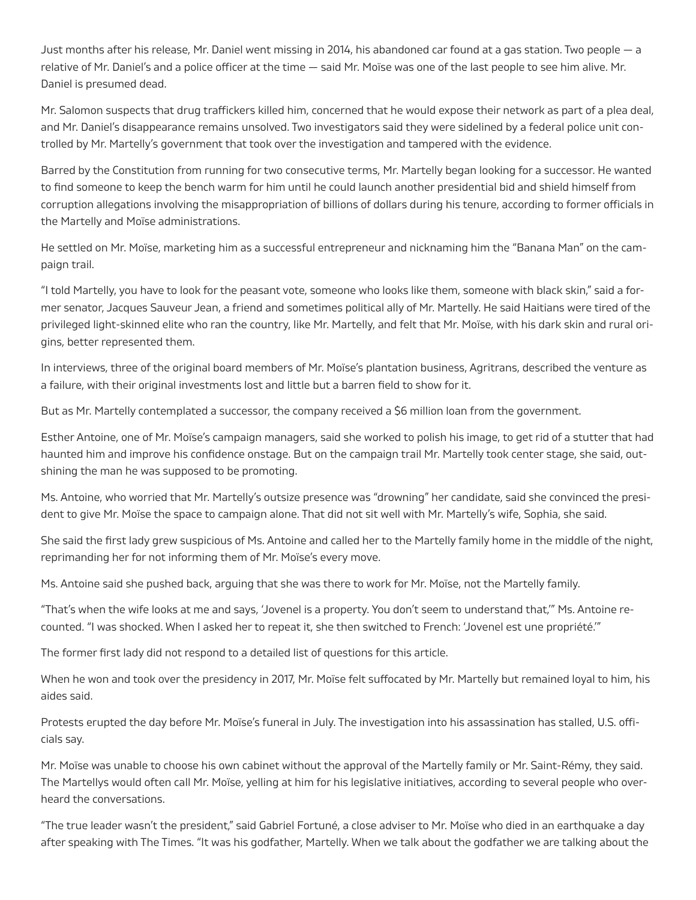Just months after his release, Mr. Daniel went missing in 2014, his abandoned car found at a gas station. Two people — a relative of Mr. Daniel's and a police officer at the time — said Mr. Moïse was one of the last people to see him alive. Mr. Daniel is presumed dead.

Mr. Salomon suspects that drug traffickers killed him, concerned that he would expose their network as part of a plea deal, and Mr. Daniel's disappearance remains unsolved. Two investigators said they were sidelined by a federal police unit controlled by Mr. Martelly's government that took over the investigation and tampered with the evidence.

Barred by the Constitution from running for two consecutive terms, Mr. Martelly began looking for a successor. He wanted to find someone to keep the bench warm for him until he could launch another presidential bid and shield himself from corruption allegations involving the misappropriation of billions of dollars during his tenure, according to former officials in the Martelly and Moïse administrations.

He settled on Mr. Moïse, marketing him as a successful entrepreneur and nicknaming him the "Banana Man" on the campaign trail.

"I told Martelly, you have to look for the peasant vote, someone who looks like them, someone with black skin," said a former senator, Jacques Sauveur Jean, a friend and sometimes political ally of Mr. Martelly. He said Haitians were tired of the privileged light-skinned elite who ran the country, like Mr. Martelly, and felt that Mr. Moïse, with his dark skin and rural origins, better represented them.

In interviews, three of the original board members of Mr. Moïse's plantation business, Agritrans, described the venture as a failure, with their original investments lost and little but a barren field to show for it.

But as Mr. Martelly contemplated a successor, the company received a $6 million loan from the government.

Esther Antoine, one of Mr. Moïse's campaign managers, said she worked to polish his image, to get rid of a stutter that had haunted him and improve his confidence onstage. But on the campaign trail Mr. Martelly took center stage, she said, outshining the man he was supposed to be promoting.

Ms. Antoine, who worried that Mr. Martelly's outsize presence was "drowning" her candidate, said she convinced the president to give Mr. Moïse the space to campaign alone. That did not sit well with Mr. Martelly's wife, Sophia, she said.

She said the first lady grew suspicious of Ms. Antoine and called her to the Martelly family home in the middle of the night, reprimanding her for not informing them of Mr. Moïse's every move.

Ms. Antoine said she pushed back, arguing that she was there to work for Mr. Moïse, not the Martelly family.

"That's when the wife looks at me and says, 'Jovenel is a property. You don't seem to understand that,'" Ms. Antoine recounted. "I was shocked. When I asked her to repeat it, she then switched to French: 'Jovenel est une propriété.'"

The former first lady did not respond to a detailed list of questions for this article.

When he won and took over the presidency in 2017, Mr. Moïse felt suffocated by Mr. Martelly but remained loyal to him, his aides said.

Protests erupted the day before Mr. Moïse's funeral in July. The investigation into his assassination has stalled, U.S. officials say.

Mr. Moïse was unable to choose his own cabinet without the approval of the Martelly family or Mr. Saint-Rémy, they said. The Martellys would often call Mr. Moïse, yelling at him for his legislative initiatives, according to several people who overheard the conversations.

"The true leader wasn't the president," said Gabriel Fortuné, a close adviser to Mr. Moïse who died in an earthquake a day after speaking with The Times. "It was his godfather, Martelly. When we talk about the godfather we are talking about the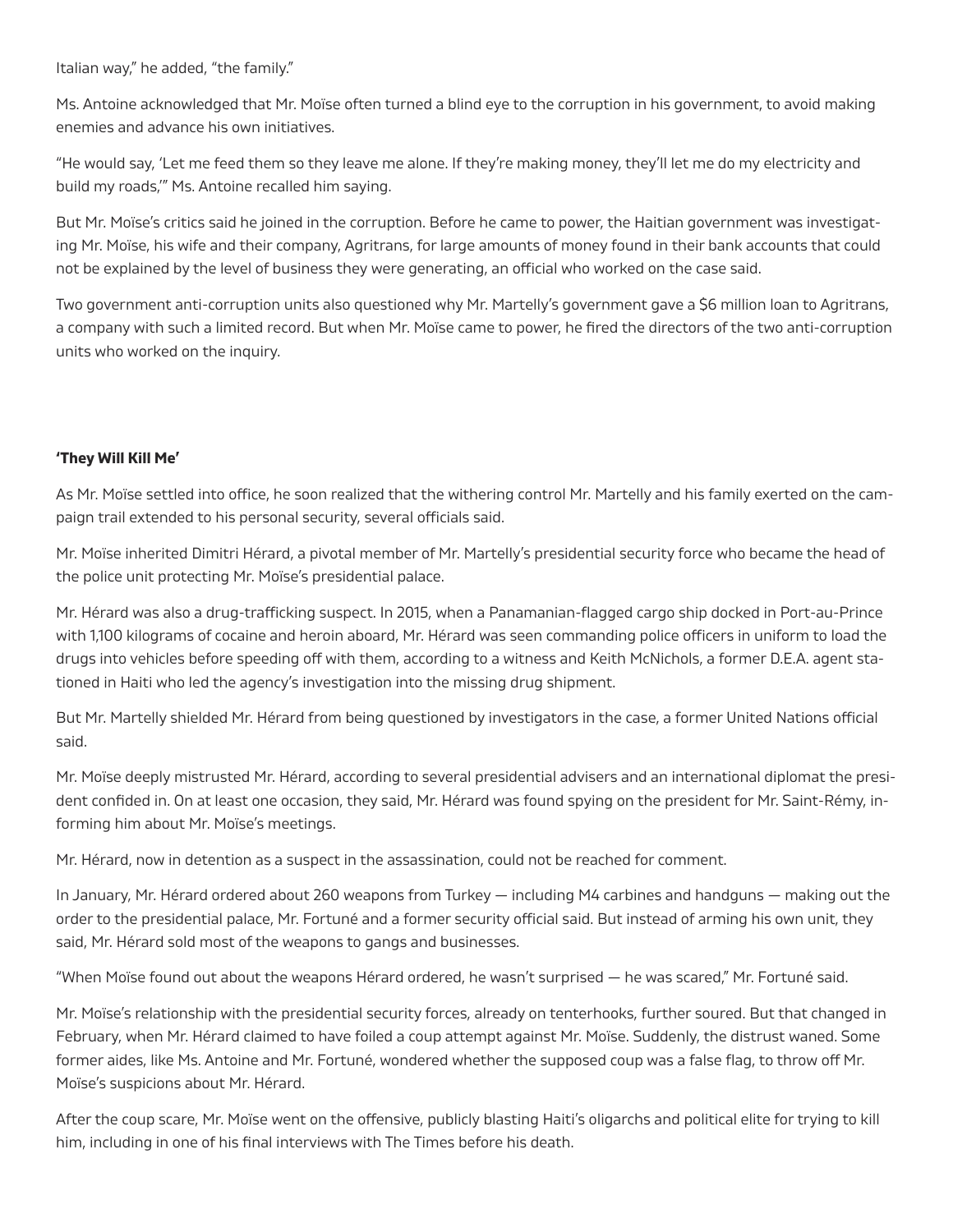Italian way," he added, "the family."

Ms. Antoine acknowledged that Mr. Moïse often turned a blind eye to the corruption in his government, to avoid making enemies and advance his own initiatives.

"He would say, 'Let me feed them so they leave me alone. If they're making money, they'll let me do my electricity and build my roads,'" Ms. Antoine recalled him saying.

But Mr. Moïse's critics said he joined in the corruption. Before he came to power, the Haitian government was investigating Mr. Moïse, his wife and their company, Agritrans, for large amounts of money found in their bank accounts that could not be explained by the level of business they were generating, an official who worked on the case said.

Two government anti-corruption units also questioned why Mr. Martelly's government gave a $6 million loan to Agritrans, a company with such a limited record. But when Mr. Moïse came to power, he fired the directors of the two anti-corruption units who worked on the inquiry.

**'They Will Kill Me'**

As Mr. Moïse settled into office, he soon realized that the withering control Mr. Martelly and his family exerted on the campaign trail extended to his personal security, several officials said.

Mr. Moïse inherited Dimitri Hérard, a pivotal member of Mr. Martelly's presidential security force who became the head of the police unit protecting Mr. Moïse's presidential palace.

Mr. Hérard was also a drug-trafficking suspect. In 2015, when a Panamanian-flagged cargo ship docked in Port-au-Prince with 1,100 kilograms of cocaine and heroin aboard, Mr. Hérard was seen commanding police officers in uniform to load the drugs into vehicles before speeding off with them, according to a witness and Keith McNichols, a former D.E.A. agent stationed in Haiti who led the agency's investigation into the missing drug shipment.

But Mr. Martelly shielded Mr. Hérard from being questioned by investigators in the case, a former United Nations official said.

Mr. Moïse deeply mistrusted Mr. Hérard, according to several presidential advisers and an international diplomat the president confided in. On at least one occasion, they said, Mr. Hérard was found spying on the president for Mr. Saint-Rémy, informing him about Mr. Moïse's meetings.

Mr. Hérard, now in detention as a suspect in the assassination, could not be reached for comment.

In January, Mr. Hérard ordered about 260 weapons from Turkey — including M4 carbines and handguns — making out the order to the presidential palace, Mr. Fortuné and a former security official said. But instead of arming his own unit, they said, Mr. Hérard sold most of the weapons to gangs and businesses.

"When Moïse found out about the weapons Hérard ordered, he wasn't surprised — he was scared," Mr. Fortuné said.

Mr. Moïse's relationship with the presidential security forces, already on tenterhooks, further soured. But that changed in February, when Mr. Hérard claimed to have foiled a coup attempt against Mr. Moïse. Suddenly, the distrust waned. Some former aides, like Ms. Antoine and Mr. Fortuné, wondered whether the supposed coup was a false flag, to throw off Mr. Moïse's suspicions about Mr. Hérard.

After the coup scare, Mr. Moïse went on the offensive, publicly blasting Haiti's oligarchs and political elite for trying to kill him, including in one of his final interviews with The Times before his death.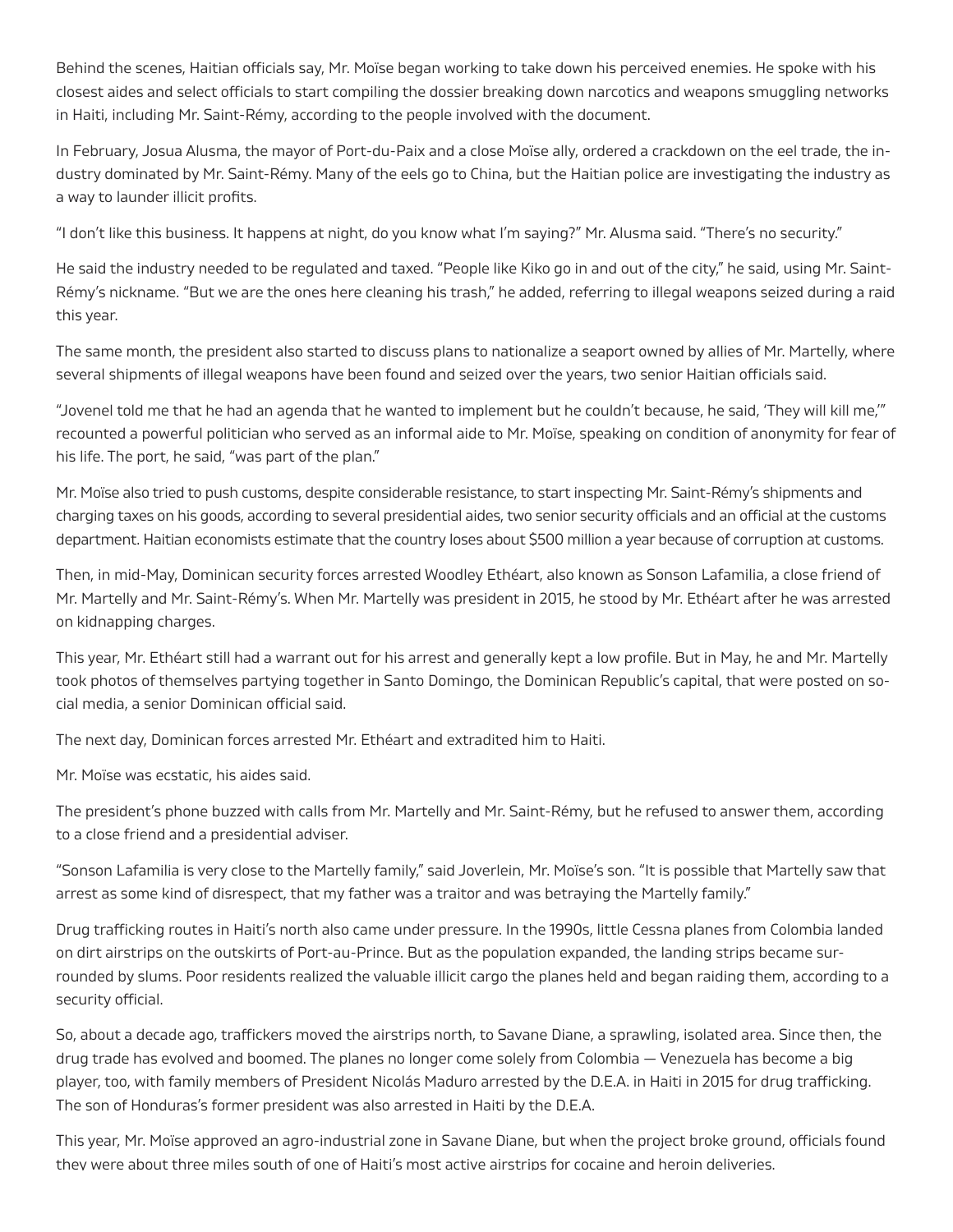Behind the scenes, Haitian officials say, Mr. Moïse began working to take down his perceived enemies. He spoke with his closest aides and select officials to start compiling the dossier breaking down narcotics and weapons smuggling networks in Haiti, including Mr. Saint-Rémy, according to the people involved with the document.

In February, Josua Alusma, the mayor of Port-du-Paix and a close Moïse ally, ordered a crackdown on the eel trade, the industry dominated by Mr. Saint-Rémy. Many of the eels go to China, but the Haitian police are investigating the industry as a way to launder illicit profits.

"I don't like this business. It happens at night, do you know what I'm saying?" Mr. Alusma said. "There's no security."

He said the industry needed to be regulated and taxed. "People like Kiko go in and out of the city," he said, using Mr. Saint-Rémy's nickname. "But we are the ones here cleaning his trash," he added, referring to illegal weapons seized during a raid this year.

The same month, the president also started to discuss plans to nationalize a seaport owned by allies of Mr. Martelly, where several shipments of illegal weapons have been found and seized over the years, two senior Haitian officials said.

"Jovenel told me that he had an agenda that he wanted to implement but he couldn't because, he said, 'They will kill me,'" recounted a powerful politician who served as an informal aide to Mr. Moïse, speaking on condition of anonymity for fear of his life. The port, he said, "was part of the plan."

Mr. Moïse also tried to push customs, despite considerable resistance, to start inspecting Mr. Saint-Rémy's shipments and charging taxes on his goods, according to several presidential aides, two senior security officials and an official at the customs department. Haitian economists estimate that the country loses about $500 million a year because of corruption at customs.

Then, in mid-May, Dominican security forces arrested Woodley Ethéart, also known as Sonson Lafamilia, a close friend of Mr. Martelly and Mr. Saint-Rémy's. When Mr. Martelly was president in 2015, he stood by Mr. Ethéart after he was arrested on kidnapping charges.

This year, Mr. Ethéart still had a warrant out for his arrest and generally kept a low profile. But in May, he and Mr. Martelly took photos of themselves partying together in Santo Domingo, the Dominican Republic's capital, that were posted on social media, a senior Dominican official said.

The next day, Dominican forces arrested Mr. Ethéart and extradited him to Haiti.

Mr. Moïse was ecstatic, his aides said.

The president's phone buzzed with calls from Mr. Martelly and Mr. Saint-Rémy, but he refused to answer them, according to a close friend and a presidential adviser.

"Sonson Lafamilia is very close to the Martelly family," said Joverlein, Mr. Moïse's son. "It is possible that Martelly saw that arrest as some kind of disrespect, that my father was a traitor and was betraying the Martelly family."

Drug trafficking routes in Haiti's north also came under pressure. In the 1990s, little Cessna planes from Colombia landed on dirt airstrips on the outskirts of Port-au-Prince. But as the population expanded, the landing strips became surrounded by slums. Poor residents realized the valuable illicit cargo the planes held and began raiding them, according to a security official.

So, about a decade ago, traffickers moved the airstrips north, to Savane Diane, a sprawling, isolated area. Since then, the drug trade has evolved and boomed. The planes no longer come solely from Colombia — Venezuela has become a big player, too, with family members of President Nicolás Maduro arrested by the D.E.A. in Haiti in 2015 for drug trafficking. The son of Honduras's former president was also arrested in Haiti by the D.E.A.

This year, Mr. Moïse approved an agro-industrial zone in Savane Diane, but when the project broke ground, officials found they were about three miles south of one of Haiti's most active airstrips for cocaine and heroin deliveries.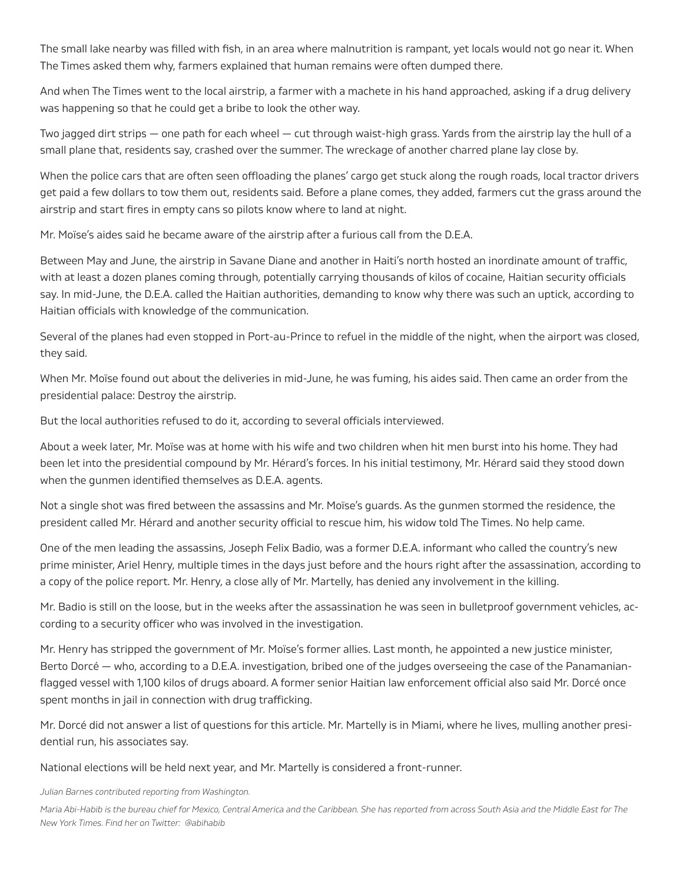The small lake nearby was filled with fish, in an area where malnutrition is rampant, yet locals would not go near it. When The Times asked them why, farmers explained that human remains were often dumped there.

And when The Times went to the local airstrip, a farmer with a machete in his hand approached, asking if a drug delivery was happening so that he could get a bribe to look the other way.

Two jagged dirt strips — one path for each wheel — cut through waist-high grass. Yards from the airstrip lay the hull of a small plane that, residents say, crashed over the summer. The wreckage of another charred plane lay close by.

When the police cars that are often seen offloading the planes' cargo get stuck along the rough roads, local tractor drivers get paid a few dollars to tow them out, residents said. Before a plane comes, they added, farmers cut the grass around the airstrip and start fires in empty cans so pilots know where to land at night.

Mr. Moïse's aides said he became aware of the airstrip after a furious call from the D.E.A.

Between May and June, the airstrip in Savane Diane and another in Haiti's north hosted an inordinate amount of traffic, with at least a dozen planes coming through, potentially carrying thousands of kilos of cocaine, Haitian security officials say. In mid-June, the D.E.A. called the Haitian authorities, demanding to know why there was such an uptick, according to Haitian officials with knowledge of the communication.

Several of the planes had even stopped in Port-au-Prince to refuel in the middle of the night, when the airport was closed, they said.

When Mr. Moïse found out about the deliveries in mid-June, he was fuming, his aides said. Then came an order from the presidential palace: Destroy the airstrip.

But the local authorities refused to do it, according to several officials interviewed.

About a week later, Mr. Moïse was at home with his wife and two children when hit men burst into his home. They had been let into the presidential compound by Mr. Hérard's forces. In his initial testimony, Mr. Hérard said they stood down when the gunmen identified themselves as D.E.A. agents.

Not a single shot was fired between the assassins and Mr. Moïse's guards. As the gunmen stormed the residence, the president called Mr. Hérard and another security official to rescue him, his widow told The Times. No help came.

One of the men leading the assassins, Joseph Felix Badio, was a former D.E.A. informant who called the country's new prime minister, Ariel Henry, multiple times in the days just before and the hours right after the assassination, according to a copy of the police report. Mr. Henry, a close ally of Mr. Martelly, has denied any involvement in the killing.

Mr. Badio is still on the loose, but in the weeks after the assassination he was seen in bulletproof government vehicles, according to a security officer who was involved in the investigation.

Mr. Henry has stripped the government of Mr. Moïse's former allies. Last month, he appointed a new justice minister, Berto Dorcé — who, according to a D.E.A. investigation, bribed one of the judges overseeing the case of the Panamanian-flagged vessel with 1,100 kilos of drugs aboard. A former senior Haitian law enforcement official also said Mr. Dorcé once spent months in jail in connection with drug trafficking.

Mr. Dorcé did not answer a list of questions for this article. Mr. Martelly is in Miami, where he lives, mulling another presidential run, his associates say.

National elections will be held next year, and Mr. Martelly is considered a front-runner.

*Julian Barnes contributed reporting from Washington.*

*Maria Abi-Habib is the bureau chief for Mexico, Central America and the Caribbean. She has reported from across South Asia and the Middle East for The New York Times. Find her on Twitter: @abihabib*